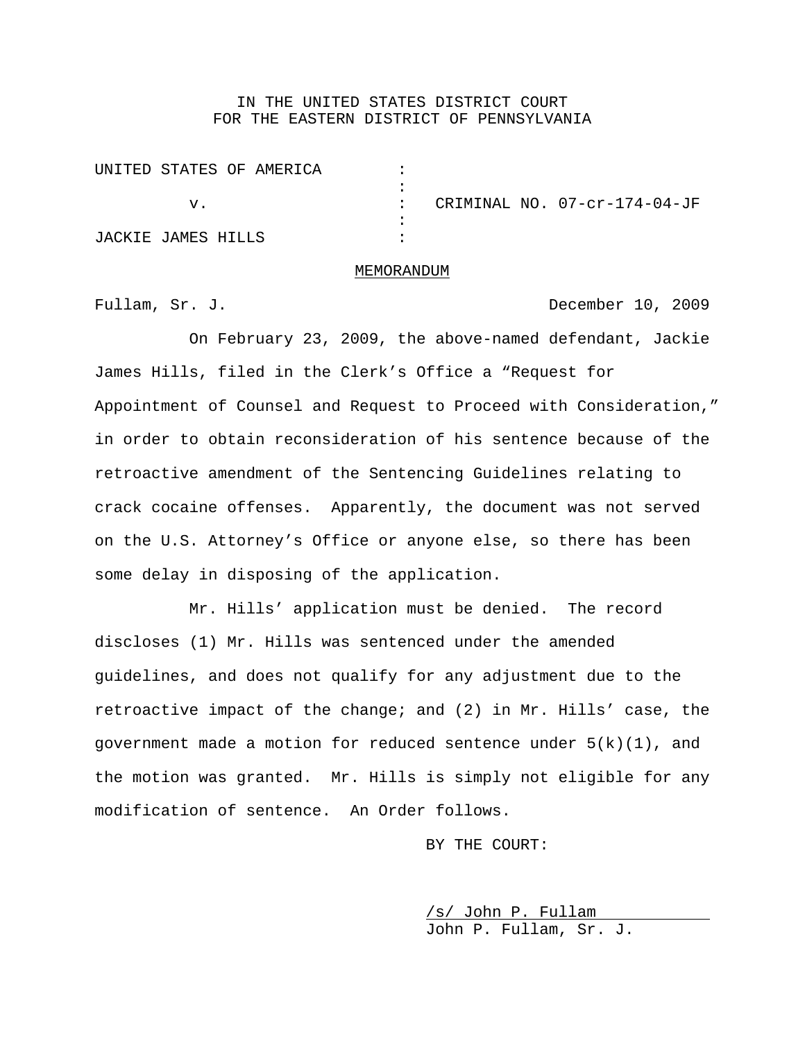IN THE UNITED STATES DISTRICT COURT
FOR THE EASTERN DISTRICT OF PENNSYLVANIA

| | | |
|---|---|---|
| UNITED STATES OF AMERICA | : | |
| | : | |
| v. | : | CRIMINAL NO. 07-cr-174-04-JF |
| | : | |
| JACKIE JAMES HILLS | : | |

MEMORANDUM

Fullam, Sr. J. December 10, 2009

On February 23, 2009, the above-named defendant, Jackie James Hills, filed in the Clerk's Office a "Request for Appointment of Counsel and Request to Proceed with Consideration," in order to obtain reconsideration of his sentence because of the retroactive amendment of the Sentencing Guidelines relating to crack cocaine offenses. Apparently, the document was not served on the U.S. Attorney's Office or anyone else, so there has been some delay in disposing of the application.

Mr. Hills' application must be denied. The record discloses (1) Mr. Hills was sentenced under the amended guidelines, and does not qualify for any adjustment due to the retroactive impact of the change; and (2) in Mr. Hills' case, the government made a motion for reduced sentence under 5(k)(1), and the motion was granted. Mr. Hills is simply not eligible for any modification of sentence. An Order follows.

BY THE COURT:

/s/ John P. Fullam
John P. Fullam, Sr. J.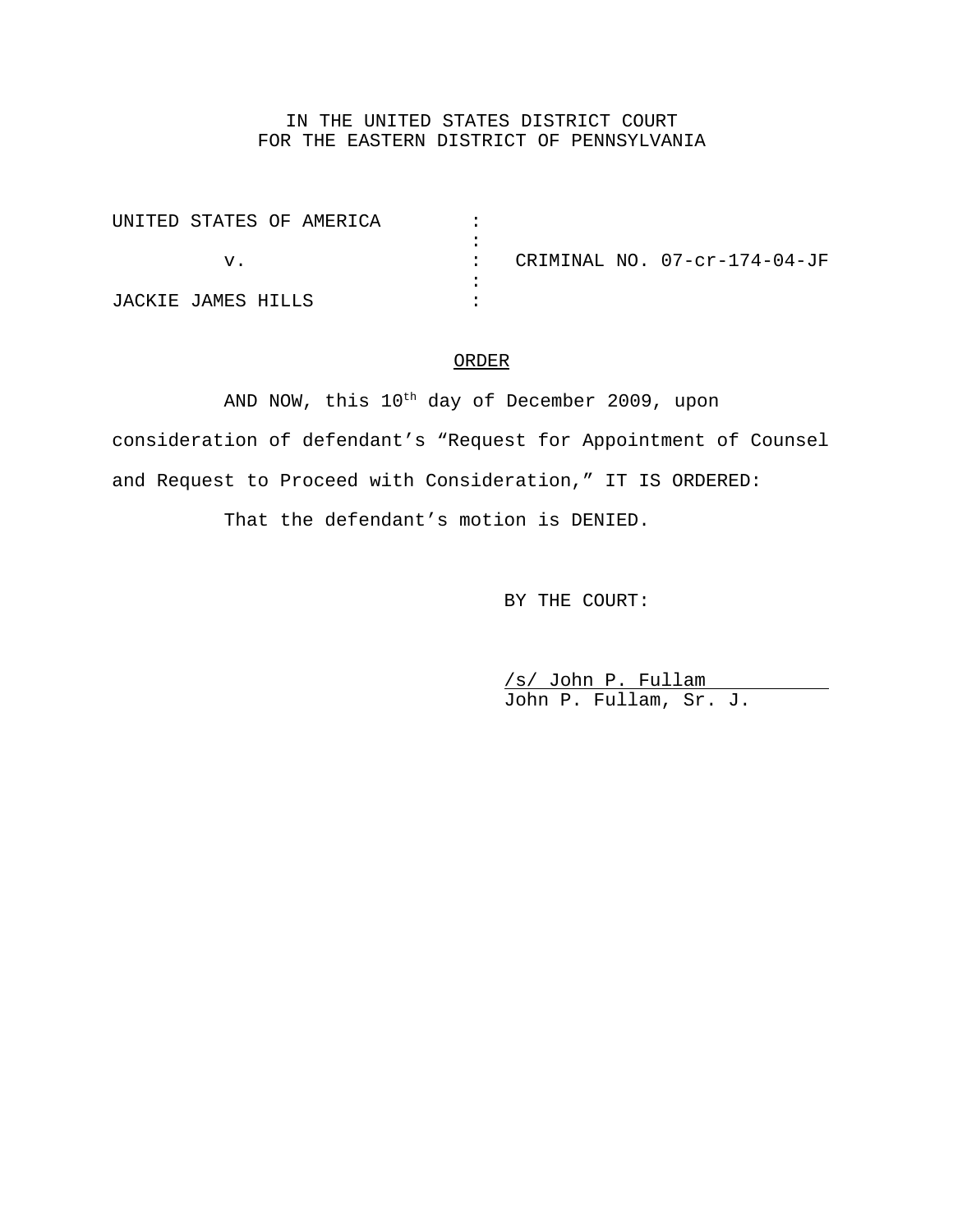IN THE UNITED STATES DISTRICT COURT
FOR THE EASTERN DISTRICT OF PENNSYLVANIA

| | | |
|---|---|---|
| UNITED STATES OF AMERICA | : | |
| | : | |
| v. | : | CRIMINAL NO. 07-cr-174-04-JF |
| | : | |
| JACKIE JAMES HILLS | : | |

## ORDER

AND NOW, this 10th day of December 2009, upon consideration of defendant's "Request for Appointment of Counsel and Request to Proceed with Consideration," IT IS ORDERED:

That the defendant's motion is DENIED.

BY THE COURT:

/s/ John P. Fullam
John P. Fullam, Sr. J.